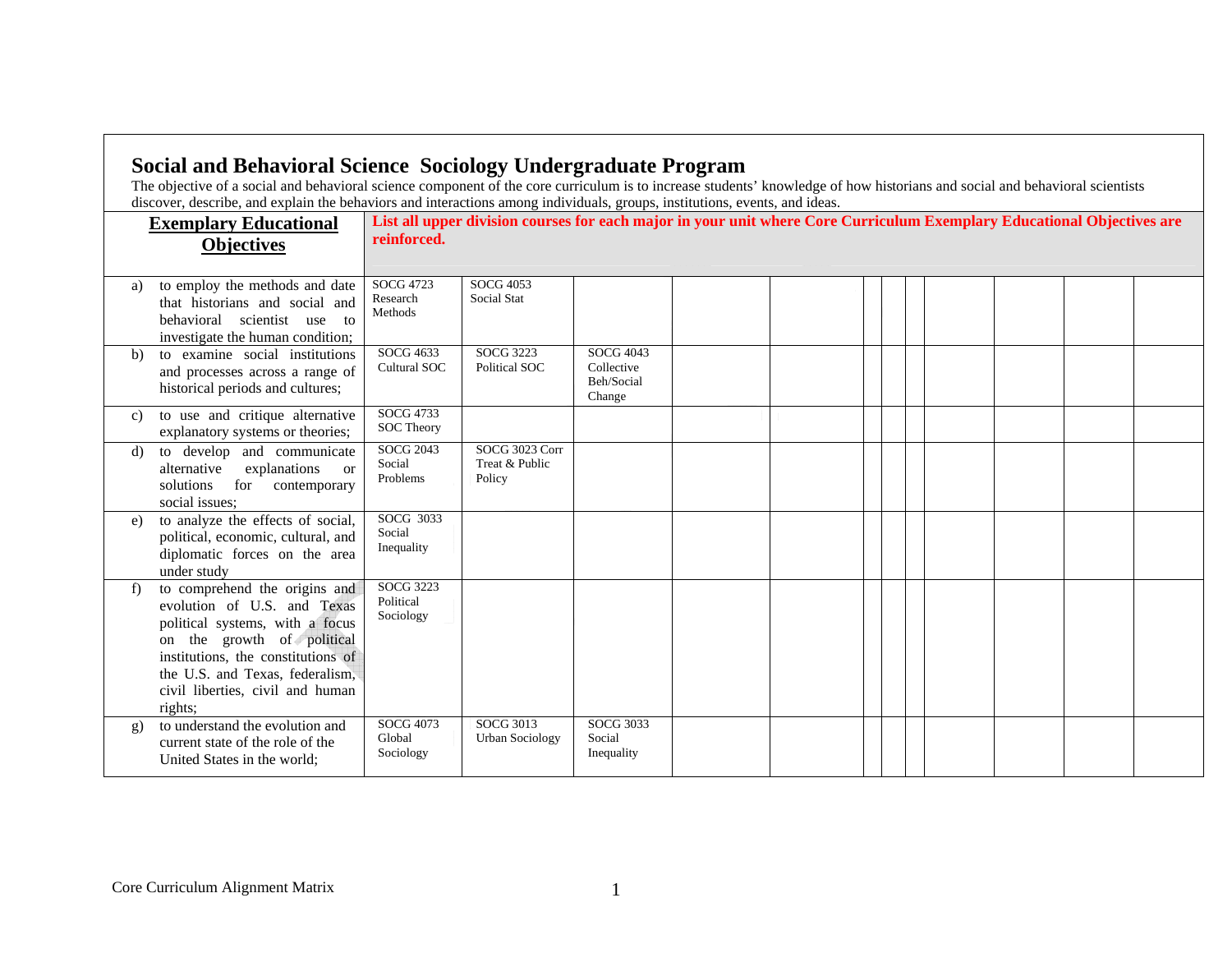# Social and Behavioral Science Sociology Undergraduate Program

The objective of a social and behavioral science component of the core curriculum is to increase students' knowledge of how historians and social and behavioral scientists discover, describe, and explain the behaviors and interactions among individuals, groups, institutions, events, and ideas.

| **Exemplary Educational Objectives** | **List all upper division courses for each major in your unit where Core Curriculum Exemplary Educational Objectives are reinforced.** | | | | | | | | | | |
|---|---|---|---|---|---|---|---|---|---|---|---|
| a) to employ the methods and date that historians and social and behavioral scientist use to investigate the human condition; | SOCG 4723 Research Methods | SOCG 4053 Social Stat | | | | | | | | | |
| b) to examine social institutions and processes across a range of historical periods and cultures; | SOCG 4633 Cultural SOC | SOCG 3223 Political SOC | SOCG 4043 Collective Beh/Social Change | | | | | | | | |
| c) to use and critique alternative explanatory systems or theories; | SOCG 4733 SOC Theory | | | | | | | | | | |
| d) to develop and communicate alternative explanations or solutions for contemporary social issues; | SOCG 2043 Social Problems | SOCG 3023 Corr Treat & Public Policy | | | | | | | | | |
| e) to analyze the effects of social, political, economic, cultural, and diplomatic forces on the area under study | SOCG 3033 Social Inequality | | | | | | | | | | |
| f) to comprehend the origins and evolution of U.S. and Texas political systems, with a focus on the growth of political institutions, the constitutions of the U.S. and Texas, federalism, civil liberties, civil and human rights; | SOCG 3223 Political Sociology | | | | | | | | | | |
| g) to understand the evolution and current state of the role of the United States in the world; | SOCG 4073 Global Sociology | SOCG 3013 Urban Sociology | SOCG 3033 Social Inequality | | | | | | | | |

Core Curriculum Alignment Matrix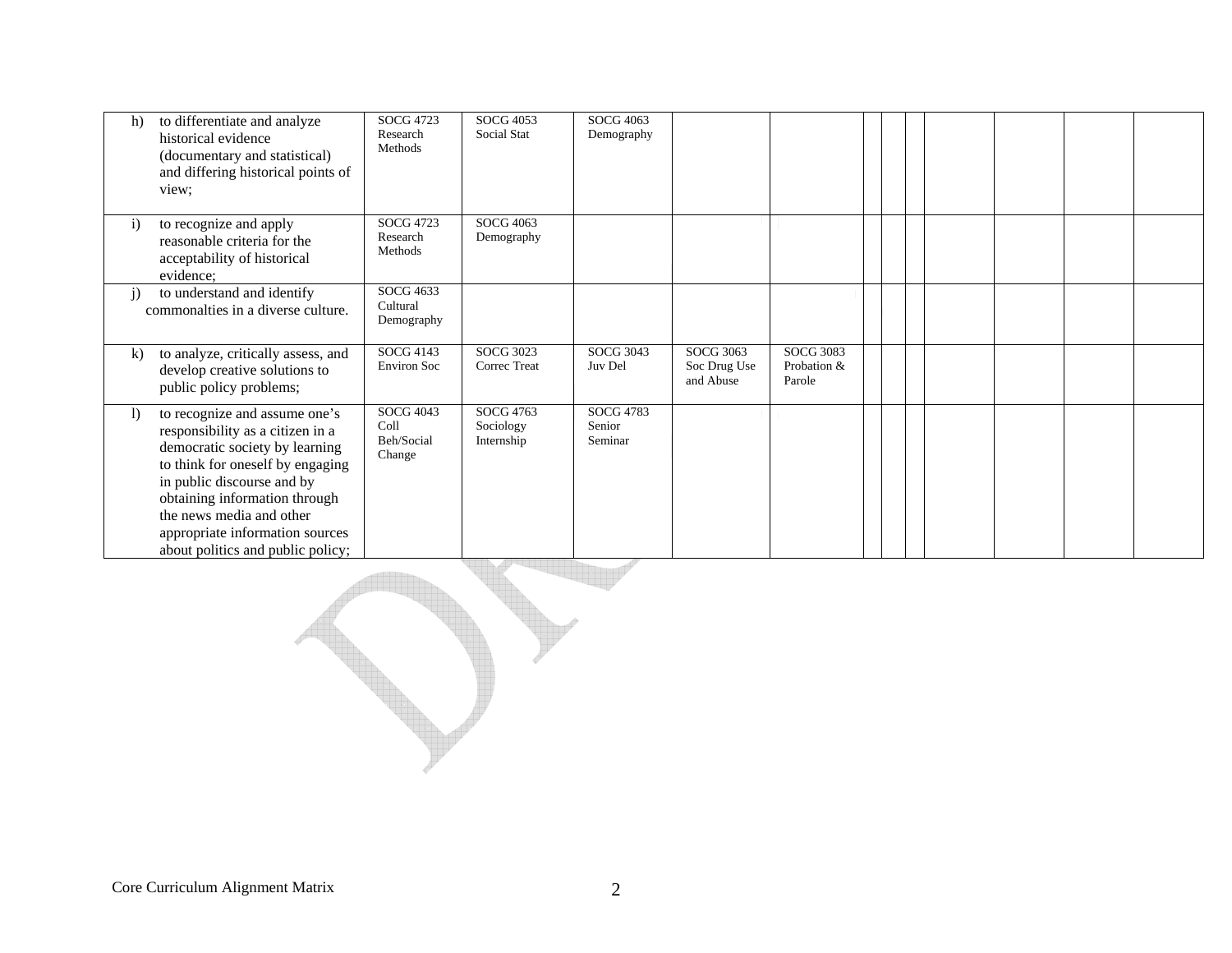| | | | | | | | | | | | | |
|---|---|---|---|---|---|---|---|---|---|---|---|---|
| h) to differentiate and analyze historical evidence (documentary and statistical) and differing historical points of view; | SOCG 4723 Research Methods | SOCG 4053 Social Stat | SOCG 4063 Demography | | | | | | | | | |
| i) to recognize and apply reasonable criteria for the acceptability of historical evidence; | SOCG 4723 Research Methods | SOCG 4063 Demography | | | | | | | | | | |
| j) to understand and identify commonalties in a diverse culture. | SOCG 4633 Cultural Demography | | | | | | | | | | | |
| k) to analyze, critically assess, and develop creative solutions to public policy problems; | SOCG 4143 Environ Soc | SOCG 3023 Correc Treat | SOCG 3043 Juv Del | SOCG 3063 Soc Drug Use and Abuse | SOCG 3083 Probation & Parole | | | | | | | |
| l) to recognize and assume one's responsibility as a citizen in a democratic society by learning to think for oneself by engaging in public discourse and by obtaining information through the news media and other appropriate information sources about politics and public policy; | SOCG 4043 Coll Beh/Social Change | SOCG 4763 Sociology Internship | SOCG 4783 Senior Seminar | | | | | | | | | |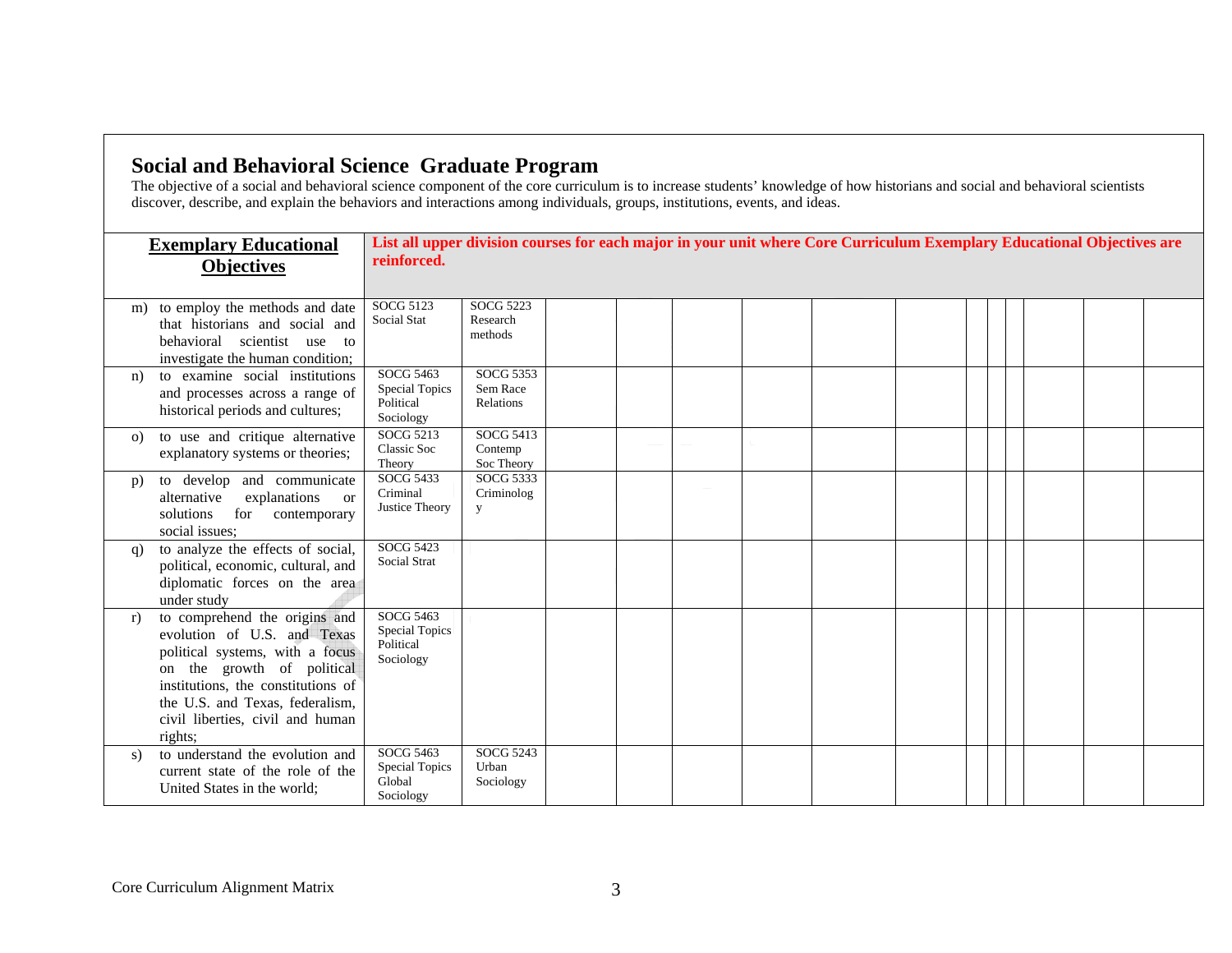## Social and Behavioral Science Graduate Program

The objective of a social and behavioral science component of the core curriculum is to increase students' knowledge of how historians and social and behavioral scientists discover, describe, and explain the behaviors and interactions among individuals, groups, institutions, events, and ideas.

| **Exemplary Educational Objectives** | **List all upper division courses for each major in your unit where Core Curriculum Exemplary Educational Objectives are reinforced.** | | | | | | | | | | | | | |
|---|---|---|---|---|---|---|---|---|---|---|---|---|---|---|
| m) to employ the methods and date that historians and social and behavioral scientist use to investigate the human condition; | SOCG 5123 Social Stat | SOCG 5223 Research methods | | | | | | | | | | | | |
| n) to examine social institutions and processes across a range of historical periods and cultures; | SOCG 5463 Special Topics Political Sociology | SOCG 5353 Sem Race Relations | | | | | | | | | | | | |
| o) to use and critique alternative explanatory systems or theories; | SOCG 5213 Classic Soc Theory | SOCG 5413 Contemp Soc Theory | | | | | | | | | | | | |
| p) to develop and communicate alternative explanations or solutions for contemporary social issues; | SOCG 5433 Criminal Justice Theory | SOCG 5333 Criminology | | | | | | | | | | | | |
| q) to analyze the effects of social, political, economic, cultural, and diplomatic forces on the area under study | SOCG 5423 Social Strat | | | | | | | | | | | | | |
| r) to comprehend the origins and evolution of U.S. and Texas political systems, with a focus on the growth of political institutions, the constitutions of the U.S. and Texas, federalism, civil liberties, civil and human rights; | SOCG 5463 Special Topics Political Sociology | | | | | | | | | | | | | |
| s) to understand the evolution and current state of the role of the United States in the world; | SOCG 5463 Special Topics Global Sociology | SOCG 5243 Urban Sociology | | | | | | | | | | | | |

Core Curriculum Alignment Matrix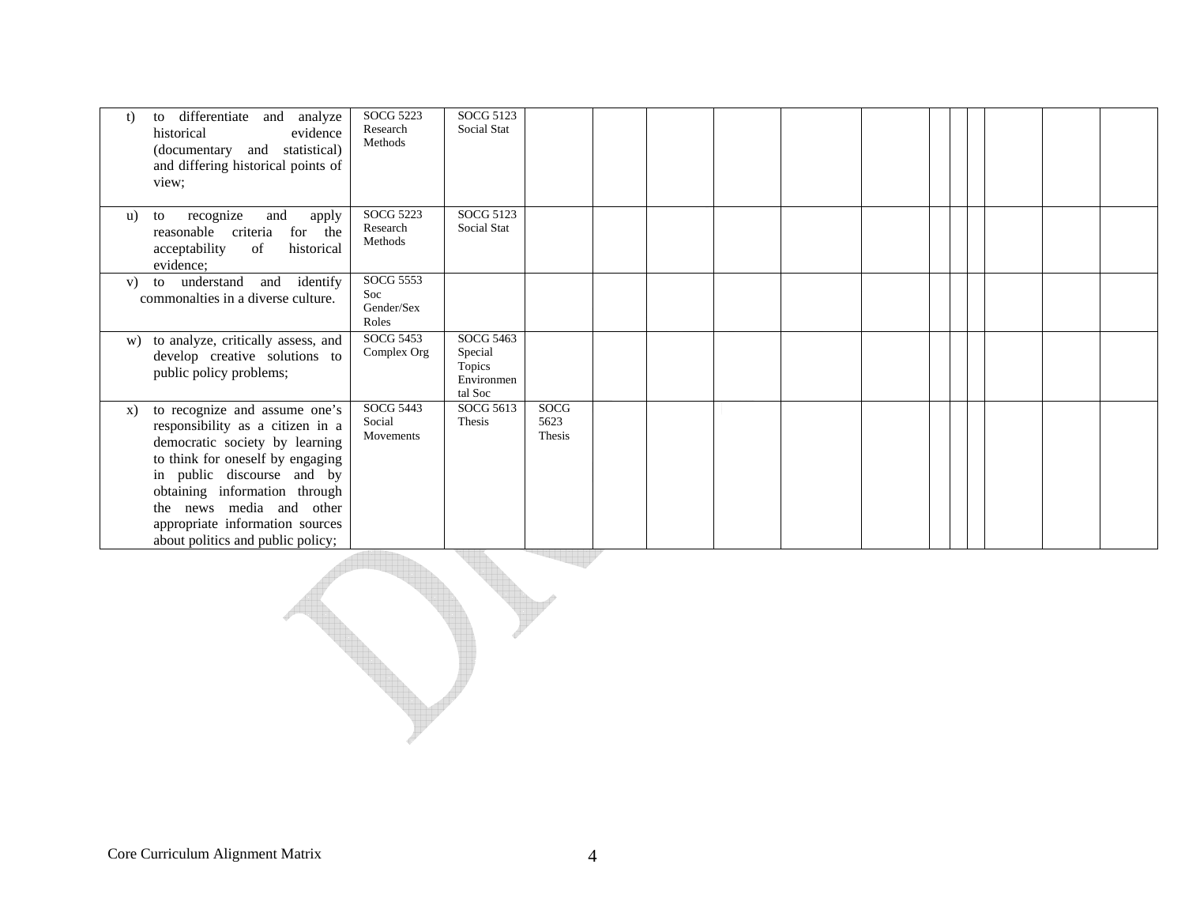| | | | | | | | | | | | | | | |
|---|---|---|---|---|---|---|---|---|---|---|---|---|---|---|
| t) to differentiate and analyze historical evidence (documentary and statistical) and differing historical points of view; | SOCG 5223 Research Methods | SOCG 5123 Social Stat | | | | | | | | | | | | |
| u) to recognize and apply reasonable criteria for the acceptability of historical evidence; | SOCG 5223 Research Methods | SOCG 5123 Social Stat | | | | | | | | | | | | |
| v) to understand and identify commonalties in a diverse culture. | SOCG 5553 Soc Gender/Sex Roles | | | | | | | | | | | | | |
| w) to analyze, critically assess, and develop creative solutions to public policy problems; | SOCG 5453 Complex Org | SOCG 5463 Special Topics Environmental Soc | | | | | | | | | | | | |
| x) to recognize and assume one's responsibility as a citizen in a democratic society by learning to think for oneself by engaging in public discourse and by obtaining information through the news media and other appropriate information sources about politics and public policy; | SOCG 5443 Social Movements | SOCG 5613 Thesis | SOCG 5623 Thesis | | | | | | | | | | | |